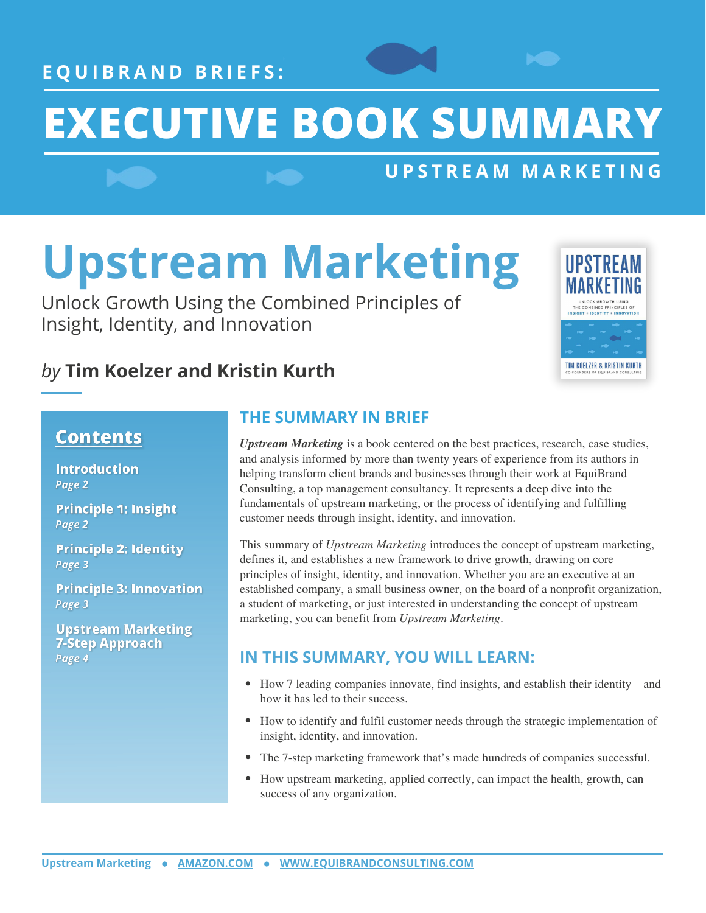EQUIBRAND BRIEFS:

# EXECUTIVE BOOK SUMMARY

UPSTREAM MARKETING

# Upstream Marketing

Unlock Growth Using the Combined Principles of Insight, Identity, and Innovation

*by* **Tim Koelzer and Kristin Kurth**

## Contents

**Introduction**
*Page 2*

**Principle 1: Insight**
*Page 2*

**Principle 2: Identity**
*Page 3*

**Principle 3: Innovation**
*Page 3*

**Upstream Marketing 7-Step Approach**
*Page 4*

## THE SUMMARY IN BRIEF

***Upstream Marketing*** is a book centered on the best practices, research, case studies, and analysis informed by more than twenty years of experience from its authors in helping transform client brands and businesses through their work at EquiBrand Consulting, a top management consultancy. It represents a deep dive into the fundamentals of upstream marketing, or the process of identifying and fulfilling customer needs through insight, identity, and innovation.

This summary of *Upstream Marketing* introduces the concept of upstream marketing, defines it, and establishes a new framework to drive growth, drawing on core principles of insight, identity, and innovation. Whether you are an executive at an established company, a small business owner, on the board of a nonprofit organization, a student of marketing, or just interested in understanding the concept of upstream marketing, you can benefit from *Upstream Marketing*.

## IN THIS SUMMARY, YOU WILL LEARN:

- How 7 leading companies innovate, find insights, and establish their identity – and how it has led to their success.
- How to identify and fulfil customer needs through the strategic implementation of insight, identity, and innovation.
- The 7-step marketing framework that's made hundreds of companies successful.
- How upstream marketing, applied correctly, can impact the health, growth, can success of any organization.

Upstream Marketing • AMAZON.COM • WWW.EQUIBRANDCONSULTING.COM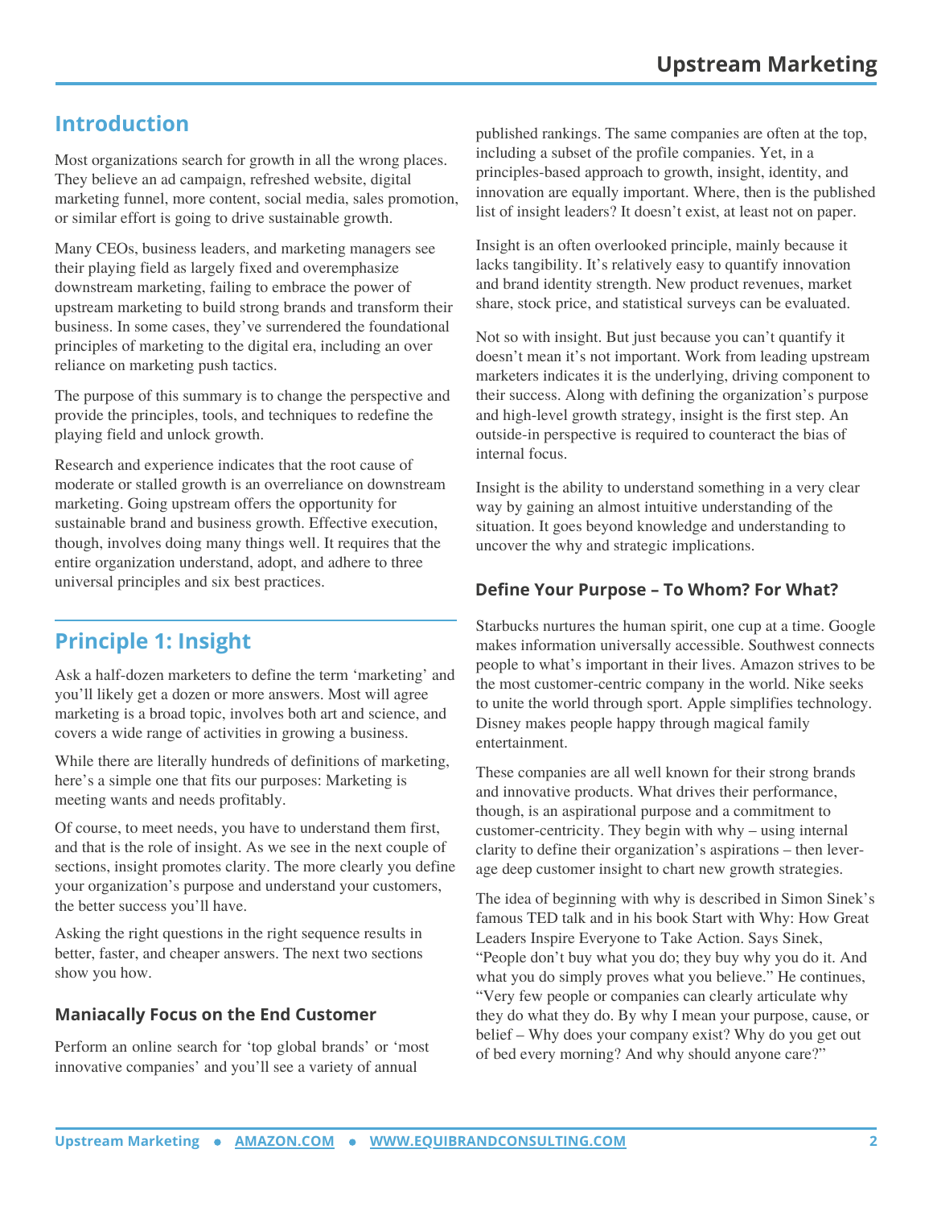## Introduction

Most organizations search for growth in all the wrong places. They believe an ad campaign, refreshed website, digital marketing funnel, more content, social media, sales promotion, or similar effort is going to drive sustainable growth.

Many CEOs, business leaders, and marketing managers see their playing field as largely fixed and overemphasize downstream marketing, failing to embrace the power of upstream marketing to build strong brands and transform their business. In some cases, they've surrendered the foundational principles of marketing to the digital era, including an over reliance on marketing push tactics.

The purpose of this summary is to change the perspective and provide the principles, tools, and techniques to redefine the playing field and unlock growth.

Research and experience indicates that the root cause of moderate or stalled growth is an overreliance on downstream marketing. Going upstream offers the opportunity for sustainable brand and business growth. Effective execution, though, involves doing many things well. It requires that the entire organization understand, adopt, and adhere to three universal principles and six best practices.

## Principle 1: Insight

Ask a half-dozen marketers to define the term 'marketing' and you'll likely get a dozen or more answers. Most will agree marketing is a broad topic, involves both art and science, and covers a wide range of activities in growing a business.

While there are literally hundreds of definitions of marketing, here's a simple one that fits our purposes: Marketing is meeting wants and needs profitably.

Of course, to meet needs, you have to understand them first, and that is the role of insight. As we see in the next couple of sections, insight promotes clarity. The more clearly you define your organization's purpose and understand your customers, the better success you'll have.

Asking the right questions in the right sequence results in better, faster, and cheaper answers. The next two sections show you how.

### Maniacally Focus on the End Customer

Perform an online search for 'top global brands' or 'most innovative companies' and you'll see a variety of annual published rankings. The same companies are often at the top, including a subset of the profile companies. Yet, in a principles-based approach to growth, insight, identity, and innovation are equally important. Where, then is the published list of insight leaders? It doesn't exist, at least not on paper.

Insight is an often overlooked principle, mainly because it lacks tangibility. It's relatively easy to quantify innovation and brand identity strength. New product revenues, market share, stock price, and statistical surveys can be evaluated.

Not so with insight. But just because you can't quantify it doesn't mean it's not important. Work from leading upstream marketers indicates it is the underlying, driving component to their success. Along with defining the organization's purpose and high-level growth strategy, insight is the first step. An outside-in perspective is required to counteract the bias of internal focus.

Insight is the ability to understand something in a very clear way by gaining an almost intuitive understanding of the situation. It goes beyond knowledge and understanding to uncover the why and strategic implications.

### Define Your Purpose – To Whom? For What?

Starbucks nurtures the human spirit, one cup at a time. Google makes information universally accessible. Southwest connects people to what's important in their lives. Amazon strives to be the most customer-centric company in the world. Nike seeks to unite the world through sport. Apple simplifies technology. Disney makes people happy through magical family entertainment.

These companies are all well known for their strong brands and innovative products. What drives their performance, though, is an aspirational purpose and a commitment to customer-centricity. They begin with why – using internal clarity to define their organization's aspirations – then leverage deep customer insight to chart new growth strategies.

The idea of beginning with why is described in Simon Sinek's famous TED talk and in his book Start with Why: How Great Leaders Inspire Everyone to Take Action. Says Sinek, "People don't buy what you do; they buy why you do it. And what you do simply proves what you believe." He continues, "Very few people or companies can clearly articulate why they do what they do. By why I mean your purpose, cause, or belief – Why does your company exist? Why do you get out of bed every morning? And why should anyone care?"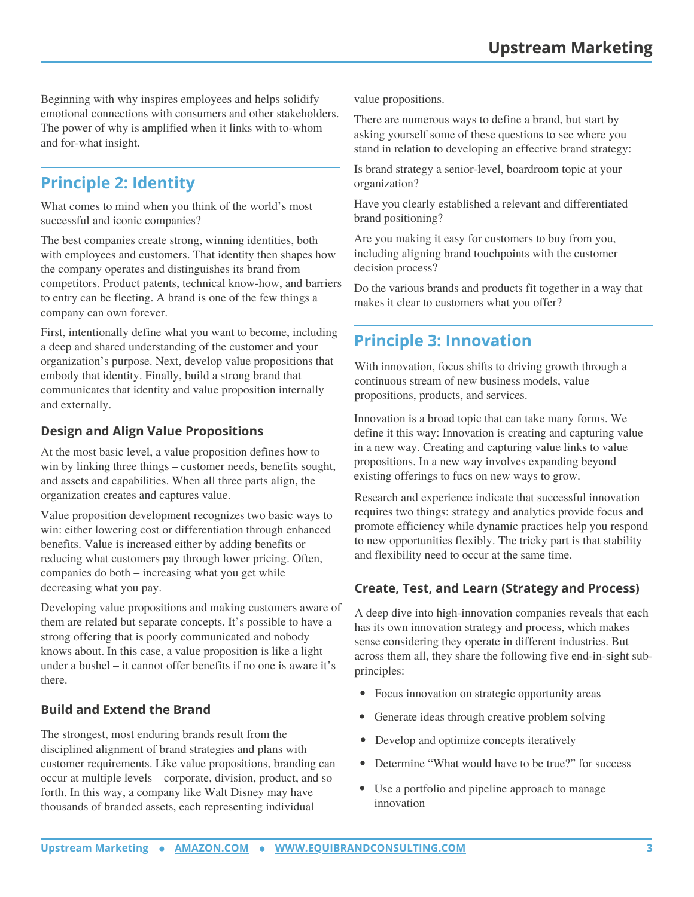Beginning with why inspires employees and helps solidify emotional connections with consumers and other stakeholders. The power of why is amplified when it links with to-whom and for-what insight.

## Principle 2: Identity

What comes to mind when you think of the world's most successful and iconic companies?

The best companies create strong, winning identities, both with employees and customers. That identity then shapes how the company operates and distinguishes its brand from competitors. Product patents, technical know-how, and barriers to entry can be fleeting. A brand is one of the few things a company can own forever.

First, intentionally define what you want to become, including a deep and shared understanding of the customer and your organization's purpose. Next, develop value propositions that embody that identity. Finally, build a strong brand that communicates that identity and value proposition internally and externally.

### Design and Align Value Propositions

At the most basic level, a value proposition defines how to win by linking three things – customer needs, benefits sought, and assets and capabilities. When all three parts align, the organization creates and captures value.

Value proposition development recognizes two basic ways to win: either lowering cost or differentiation through enhanced benefits. Value is increased either by adding benefits or reducing what customers pay through lower pricing. Often, companies do both – increasing what you get while decreasing what you pay.

Developing value propositions and making customers aware of them are related but separate concepts. It's possible to have a strong offering that is poorly communicated and nobody knows about. In this case, a value proposition is like a light under a bushel – it cannot offer benefits if no one is aware it's there.

### Build and Extend the Brand

The strongest, most enduring brands result from the disciplined alignment of brand strategies and plans with customer requirements. Like value propositions, branding can occur at multiple levels – corporate, division, product, and so forth. In this way, a company like Walt Disney may have thousands of branded assets, each representing individual value propositions.

There are numerous ways to define a brand, but start by asking yourself some of these questions to see where you stand in relation to developing an effective brand strategy:

Is brand strategy a senior-level, boardroom topic at your organization?

Have you clearly established a relevant and differentiated brand positioning?

Are you making it easy for customers to buy from you, including aligning brand touchpoints with the customer decision process?

Do the various brands and products fit together in a way that makes it clear to customers what you offer?

## Principle 3: Innovation

With innovation, focus shifts to driving growth through a continuous stream of new business models, value propositions, products, and services.

Innovation is a broad topic that can take many forms. We define it this way: Innovation is creating and capturing value in a new way. Creating and capturing value links to value propositions. In a new way involves expanding beyond existing offerings to fucs on new ways to grow.

Research and experience indicate that successful innovation requires two things: strategy and analytics provide focus and promote efficiency while dynamic practices help you respond to new opportunities flexibly. The tricky part is that stability and flexibility need to occur at the same time.

### Create, Test, and Learn (Strategy and Process)

A deep dive into high-innovation companies reveals that each has its own innovation strategy and process, which makes sense considering they operate in different industries. But across them all, they share the following five end-in-sight sub-principles:

- Focus innovation on strategic opportunity areas
- Generate ideas through creative problem solving
- Develop and optimize concepts iteratively
- Determine "What would have to be true?" for success
- Use a portfolio and pipeline approach to manage innovation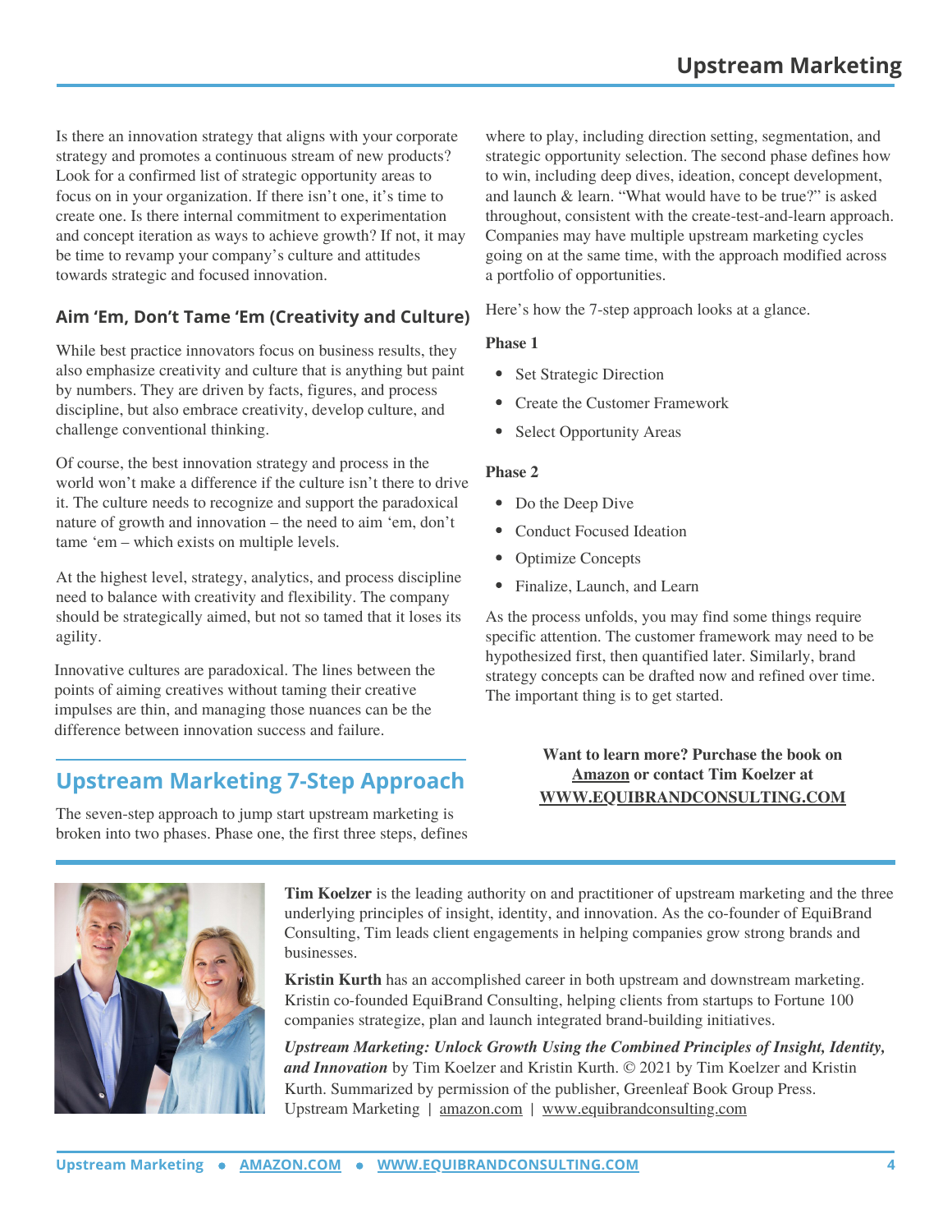Is there an innovation strategy that aligns with your corporate strategy and promotes a continuous stream of new products? Look for a confirmed list of strategic opportunity areas to focus on in your organization. If there isn't one, it's time to create one. Is there internal commitment to experimentation and concept iteration as ways to achieve growth? If not, it may be time to revamp your company's culture and attitudes towards strategic and focused innovation.

### Aim 'Em, Don't Tame 'Em (Creativity and Culture)

While best practice innovators focus on business results, they also emphasize creativity and culture that is anything but paint by numbers. They are driven by facts, figures, and process discipline, but also embrace creativity, develop culture, and challenge conventional thinking.

Of course, the best innovation strategy and process in the world won't make a difference if the culture isn't there to drive it. The culture needs to recognize and support the paradoxical nature of growth and innovation – the need to aim 'em, don't tame 'em – which exists on multiple levels.

At the highest level, strategy, analytics, and process discipline need to balance with creativity and flexibility. The company should be strategically aimed, but not so tamed that it loses its agility.

Innovative cultures are paradoxical. The lines between the points of aiming creatives without taming their creative impulses are thin, and managing those nuances can be the difference between innovation success and failure.

## Upstream Marketing 7-Step Approach

The seven-step approach to jump start upstream marketing is broken into two phases. Phase one, the first three steps, defines where to play, including direction setting, segmentation, and strategic opportunity selection. The second phase defines how to win, including deep dives, ideation, concept development, and launch & learn. "What would have to be true?" is asked throughout, consistent with the create-test-and-learn approach. Companies may have multiple upstream marketing cycles going on at the same time, with the approach modified across a portfolio of opportunities.

Here's how the 7-step approach looks at a glance.

**Phase 1**

- Set Strategic Direction
- Create the Customer Framework
- Select Opportunity Areas

**Phase 2**

- Do the Deep Dive
- Conduct Focused Ideation
- Optimize Concepts
- Finalize, Launch, and Learn

As the process unfolds, you may find some things require specific attention. The customer framework may need to be hypothesized first, then quantified later. Similarly, brand strategy concepts can be drafted now and refined over time. The important thing is to get started.

**Want to learn more? Purchase the book on Amazon or contact Tim Koelzer at WWW.EQUIBRANDCONSULTING.COM**

**Tim Koelzer** is the leading authority on and practitioner of upstream marketing and the three underlying principles of insight, identity, and innovation. As the co-founder of EquiBrand Consulting, Tim leads client engagements in helping companies grow strong brands and businesses.

**Kristin Kurth** has an accomplished career in both upstream and downstream marketing. Kristin co-founded EquiBrand Consulting, helping clients from startups to Fortune 100 companies strategize, plan and launch integrated brand-building initiatives.

***Upstream Marketing: Unlock Growth Using the Combined Principles of Insight, Identity, and Innovation*** by Tim Koelzer and Kristin Kurth. © 2021 by Tim Koelzer and Kristin Kurth. Summarized by permission of the publisher, Greenleaf Book Group Press.
Upstream Marketing | amazon.com | www.equibrandconsulting.com